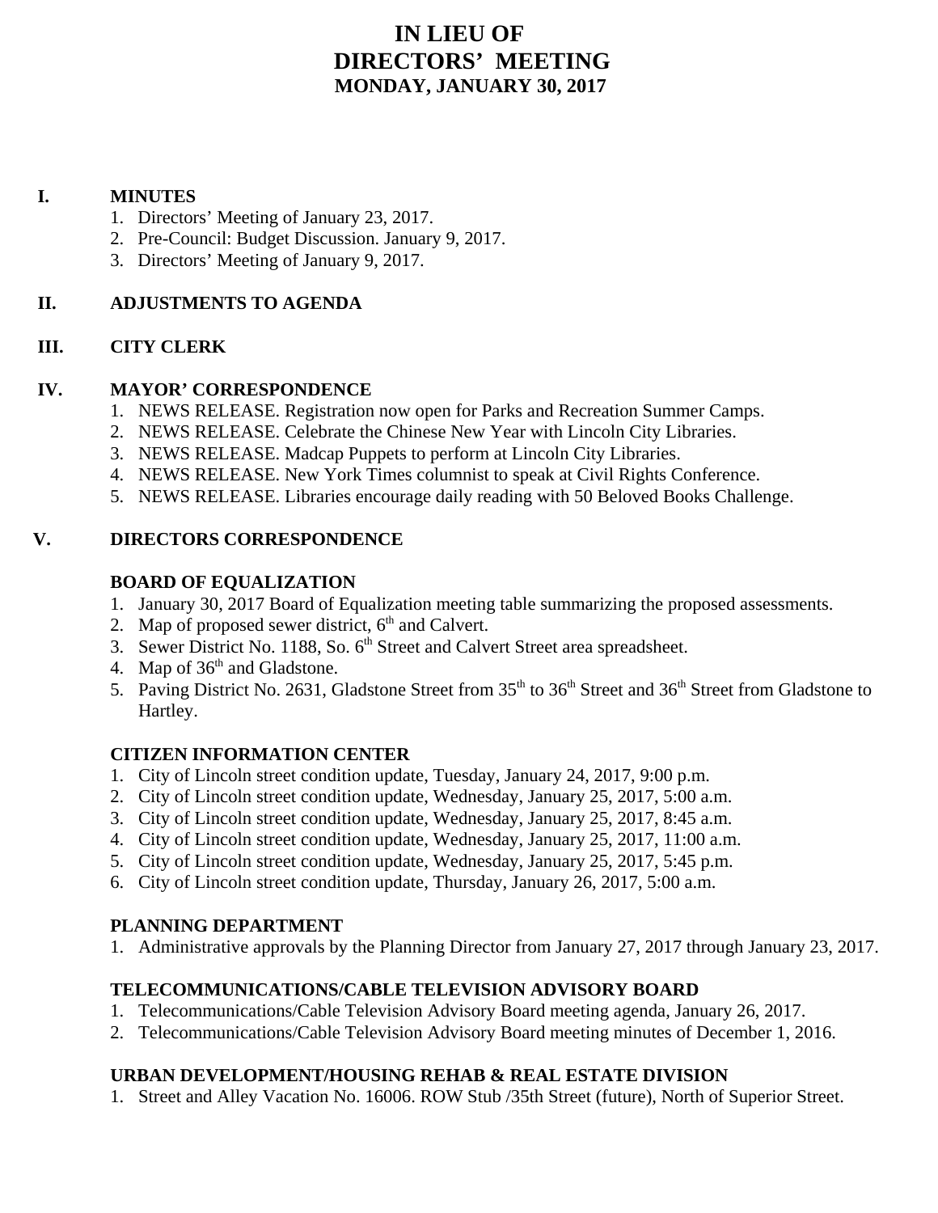# IN LIEU OF
# DIRECTORS' MEETING
## MONDAY, JANUARY 30, 2017

**I. MINUTES**

1. Directors' Meeting of January 23, 2017.
2. Pre-Council: Budget Discussion. January 9, 2017.
3. Directors' Meeting of January 9, 2017.

**II. ADJUSTMENTS TO AGENDA**

**III. CITY CLERK**

**IV. MAYOR' CORRESPONDENCE**

1. NEWS RELEASE. Registration now open for Parks and Recreation Summer Camps.
2. NEWS RELEASE. Celebrate the Chinese New Year with Lincoln City Libraries.
3. NEWS RELEASE. Madcap Puppets to perform at Lincoln City Libraries.
4. NEWS RELEASE. New York Times columnist to speak at Civil Rights Conference.
5. NEWS RELEASE. Libraries encourage daily reading with 50 Beloved Books Challenge.

**V. DIRECTORS CORRESPONDENCE**

**BOARD OF EQUALIZATION**

1. January 30, 2017 Board of Equalization meeting table summarizing the proposed assessments.
2. Map of proposed sewer district, 6th and Calvert.
3. Sewer District No. 1188, So. 6th Street and Calvert Street area spreadsheet.
4. Map of 36th and Gladstone.
5. Paving District No. 2631, Gladstone Street from 35th to 36th Street and 36th Street from Gladstone to Hartley.

**CITIZEN INFORMATION CENTER**

1. City of Lincoln street condition update, Tuesday, January 24, 2017, 9:00 p.m.
2. City of Lincoln street condition update, Wednesday, January 25, 2017, 5:00 a.m.
3. City of Lincoln street condition update, Wednesday, January 25, 2017, 8:45 a.m.
4. City of Lincoln street condition update, Wednesday, January 25, 2017, 11:00 a.m.
5. City of Lincoln street condition update, Wednesday, January 25, 2017, 5:45 p.m.
6. City of Lincoln street condition update, Thursday, January 26, 2017, 5:00 a.m.

**PLANNING DEPARTMENT**

1. Administrative approvals by the Planning Director from January 27, 2017 through January 23, 2017.

**TELECOMMUNICATIONS/CABLE TELEVISION ADVISORY BOARD**

1. Telecommunications/Cable Television Advisory Board meeting agenda, January 26, 2017.
2. Telecommunications/Cable Television Advisory Board meeting minutes of December 1, 2016.

**URBAN DEVELOPMENT/HOUSING REHAB & REAL ESTATE DIVISION**

1. Street and Alley Vacation No. 16006. ROW Stub /35th Street (future), North of Superior Street.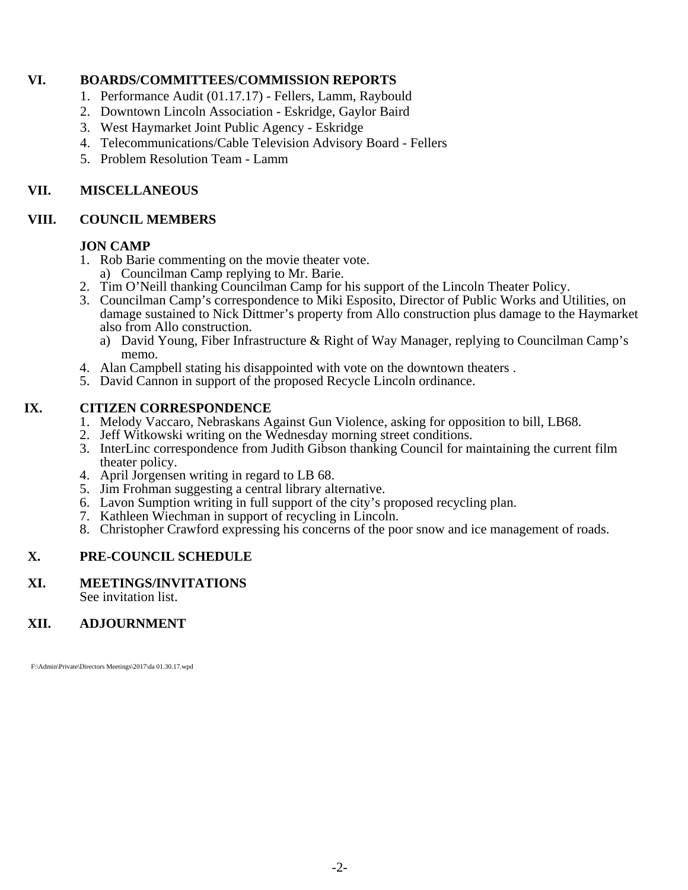## VI. BOARDS/COMMITTEES/COMMISSION REPORTS

1. Performance Audit (01.17.17) - Fellers, Lamm, Raybould
2. Downtown Lincoln Association - Eskridge, Gaylor Baird
3. West Haymarket Joint Public Agency - Eskridge
4. Telecommunications/Cable Television Advisory Board - Fellers
5. Problem Resolution Team - Lamm

## VII. MISCELLANEOUS

## VIII. COUNCIL MEMBERS

**JON CAMP**

1. Rob Barie commenting on the movie theater vote.
   a) Councilman Camp replying to Mr. Barie.
2. Tim O'Neill thanking Councilman Camp for his support of the Lincoln Theater Policy.
3. Councilman Camp's correspondence to Miki Esposito, Director of Public Works and Utilities, on damage sustained to Nick Dittmer's property from Allo construction plus damage to the Haymarket also from Allo construction.
   a) David Young, Fiber Infrastructure & Right of Way Manager, replying to Councilman Camp's memo.
4. Alan Campbell stating his disappointed with vote on the downtown theaters .
5. David Cannon in support of the proposed Recycle Lincoln ordinance.

## IX. CITIZEN CORRESPONDENCE

1. Melody Vaccaro, Nebraskans Against Gun Violence, asking for opposition to bill, LB68.
2. Jeff Witkowski writing on the Wednesday morning street conditions.
3. InterLinc correspondence from Judith Gibson thanking Council for maintaining the current film theater policy.
4. April Jorgensen writing in regard to LB 68.
5. Jim Frohman suggesting a central library alternative.
6. Lavon Sumption writing in full support of the city's proposed recycling plan.
7. Kathleen Wiechman in support of recycling in Lincoln.
8. Christopher Crawford expressing his concerns of the poor snow and ice management of roads.

## X. PRE-COUNCIL SCHEDULE

## XI. MEETINGS/INVITATIONS

See invitation list.

## XII. ADJOURNMENT

F:\Admin\Private\Directors Meetings\2017\da 01.30.17.wpd